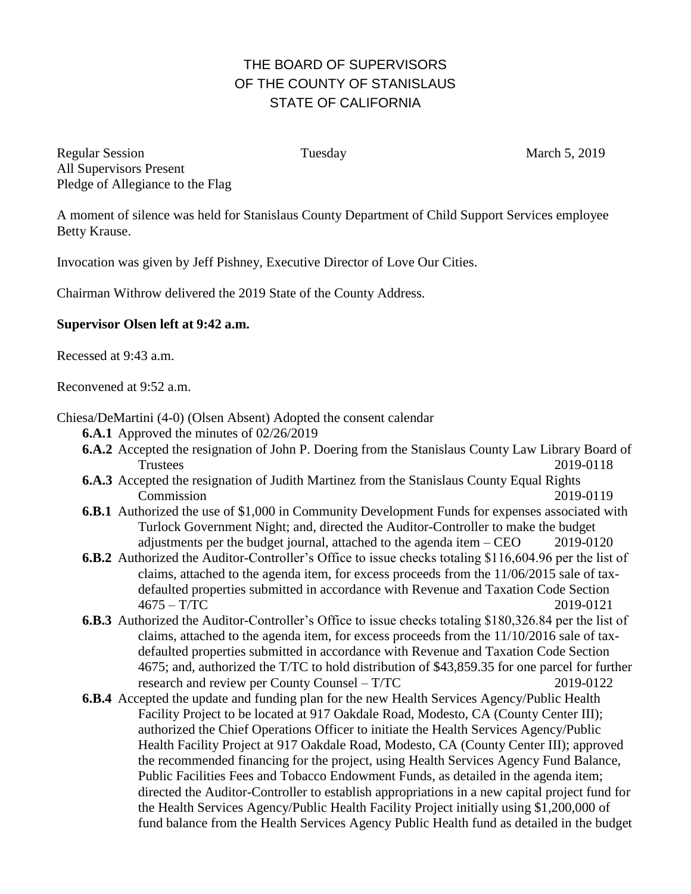# THE BOARD OF SUPERVISORS
# OF THE COUNTY OF STANISLAUS
# STATE OF CALIFORNIA

Regular Session Tuesday March 5, 2019
All Supervisors Present
Pledge of Allegiance to the Flag

A moment of silence was held for Stanislaus County Department of Child Support Services employee Betty Krause.

Invocation was given by Jeff Pishney, Executive Director of Love Our Cities.

Chairman Withrow delivered the 2019 State of the County Address.

**Supervisor Olsen left at 9:42 a.m.**

Recessed at 9:43 a.m.

Reconvened at 9:52 a.m.

Chiesa/DeMartini (4-0) (Olsen Absent) Adopted the consent calendar

- **6.A.1** Approved the minutes of 02/26/2019
- **6.A.2** Accepted the resignation of John P. Doering from the Stanislaus County Law Library Board of Trustees 2019-0118
- **6.A.3** Accepted the resignation of Judith Martinez from the Stanislaus County Equal Rights Commission 2019-0119
- **6.B.1** Authorized the use of $1,000 in Community Development Funds for expenses associated with Turlock Government Night; and, directed the Auditor-Controller to make the budget adjustments per the budget journal, attached to the agenda item – CEO 2019-0120
- **6.B.2** Authorized the Auditor-Controller's Office to issue checks totaling $116,604.96 per the list of claims, attached to the agenda item, for excess proceeds from the 11/06/2015 sale of tax-defaulted properties submitted in accordance with Revenue and Taxation Code Section 4675 – T/TC 2019-0121
- **6.B.3** Authorized the Auditor-Controller's Office to issue checks totaling $180,326.84 per the list of claims, attached to the agenda item, for excess proceeds from the 11/10/2016 sale of tax-defaulted properties submitted in accordance with Revenue and Taxation Code Section 4675; and, authorized the T/TC to hold distribution of $43,859.35 for one parcel for further research and review per County Counsel – T/TC 2019-0122
- **6.B.4** Accepted the update and funding plan for the new Health Services Agency/Public Health Facility Project to be located at 917 Oakdale Road, Modesto, CA (County Center III); authorized the Chief Operations Officer to initiate the Health Services Agency/Public Health Facility Project at 917 Oakdale Road, Modesto, CA (County Center III); approved the recommended financing for the project, using Health Services Agency Fund Balance, Public Facilities Fees and Tobacco Endowment Funds, as detailed in the agenda item; directed the Auditor-Controller to establish appropriations in a new capital project fund for the Health Services Agency/Public Health Facility Project initially using $1,200,000 of fund balance from the Health Services Agency Public Health fund as detailed in the budget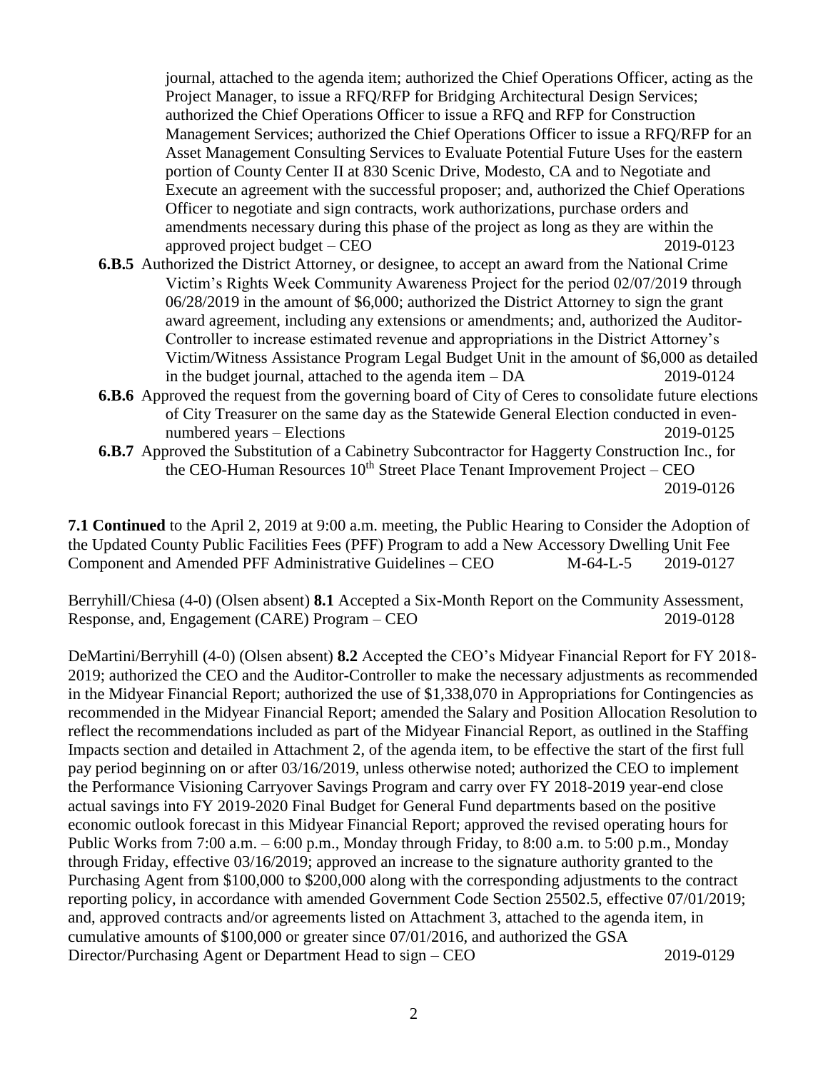journal, attached to the agenda item; authorized the Chief Operations Officer, acting as the Project Manager, to issue a RFQ/RFP for Bridging Architectural Design Services; authorized the Chief Operations Officer to issue a RFQ and RFP for Construction Management Services; authorized the Chief Operations Officer to issue a RFQ/RFP for an Asset Management Consulting Services to Evaluate Potential Future Uses for the eastern portion of County Center II at 830 Scenic Drive, Modesto, CA and to Negotiate and Execute an agreement with the successful proposer; and, authorized the Chief Operations Officer to negotiate and sign contracts, work authorizations, purchase orders and amendments necessary during this phase of the project as long as they are within the approved project budget – CEO 2019-0123

**6.B.5** Authorized the District Attorney, or designee, to accept an award from the National Crime Victim's Rights Week Community Awareness Project for the period 02/07/2019 through 06/28/2019 in the amount of $6,000; authorized the District Attorney to sign the grant award agreement, including any extensions or amendments; and, authorized the Auditor-Controller to increase estimated revenue and appropriations in the District Attorney's Victim/Witness Assistance Program Legal Budget Unit in the amount of $6,000 as detailed in the budget journal, attached to the agenda item – DA 2019-0124

**6.B.6** Approved the request from the governing board of City of Ceres to consolidate future elections of City Treasurer on the same day as the Statewide General Election conducted in even-numbered years – Elections 2019-0125

**6.B.7** Approved the Substitution of a Cabinetry Subcontractor for Haggerty Construction Inc., for the CEO-Human Resources 10th Street Place Tenant Improvement Project – CEO 2019-0126

**7.1 Continued** to the April 2, 2019 at 9:00 a.m. meeting, the Public Hearing to Consider the Adoption of the Updated County Public Facilities Fees (PFF) Program to add a New Accessory Dwelling Unit Fee Component and Amended PFF Administrative Guidelines – CEO M-64-L-5 2019-0127

Berryhill/Chiesa (4-0) (Olsen absent) **8.1** Accepted a Six-Month Report on the Community Assessment, Response, and, Engagement (CARE) Program – CEO 2019-0128

DeMartini/Berryhill (4-0) (Olsen absent) **8.2** Accepted the CEO's Midyear Financial Report for FY 2018-2019; authorized the CEO and the Auditor-Controller to make the necessary adjustments as recommended in the Midyear Financial Report; authorized the use of $1,338,070 in Appropriations for Contingencies as recommended in the Midyear Financial Report; amended the Salary and Position Allocation Resolution to reflect the recommendations included as part of the Midyear Financial Report, as outlined in the Staffing Impacts section and detailed in Attachment 2, of the agenda item, to be effective the start of the first full pay period beginning on or after 03/16/2019, unless otherwise noted; authorized the CEO to implement the Performance Visioning Carryover Savings Program and carry over FY 2018-2019 year-end close actual savings into FY 2019-2020 Final Budget for General Fund departments based on the positive economic outlook forecast in this Midyear Financial Report; approved the revised operating hours for Public Works from 7:00 a.m. – 6:00 p.m., Monday through Friday, to 8:00 a.m. to 5:00 p.m., Monday through Friday, effective 03/16/2019; approved an increase to the signature authority granted to the Purchasing Agent from $100,000 to $200,000 along with the corresponding adjustments to the contract reporting policy, in accordance with amended Government Code Section 25502.5, effective 07/01/2019; and, approved contracts and/or agreements listed on Attachment 3, attached to the agenda item, in cumulative amounts of $100,000 or greater since 07/01/2016, and authorized the GSA Director/Purchasing Agent or Department Head to sign – CEO 2019-0129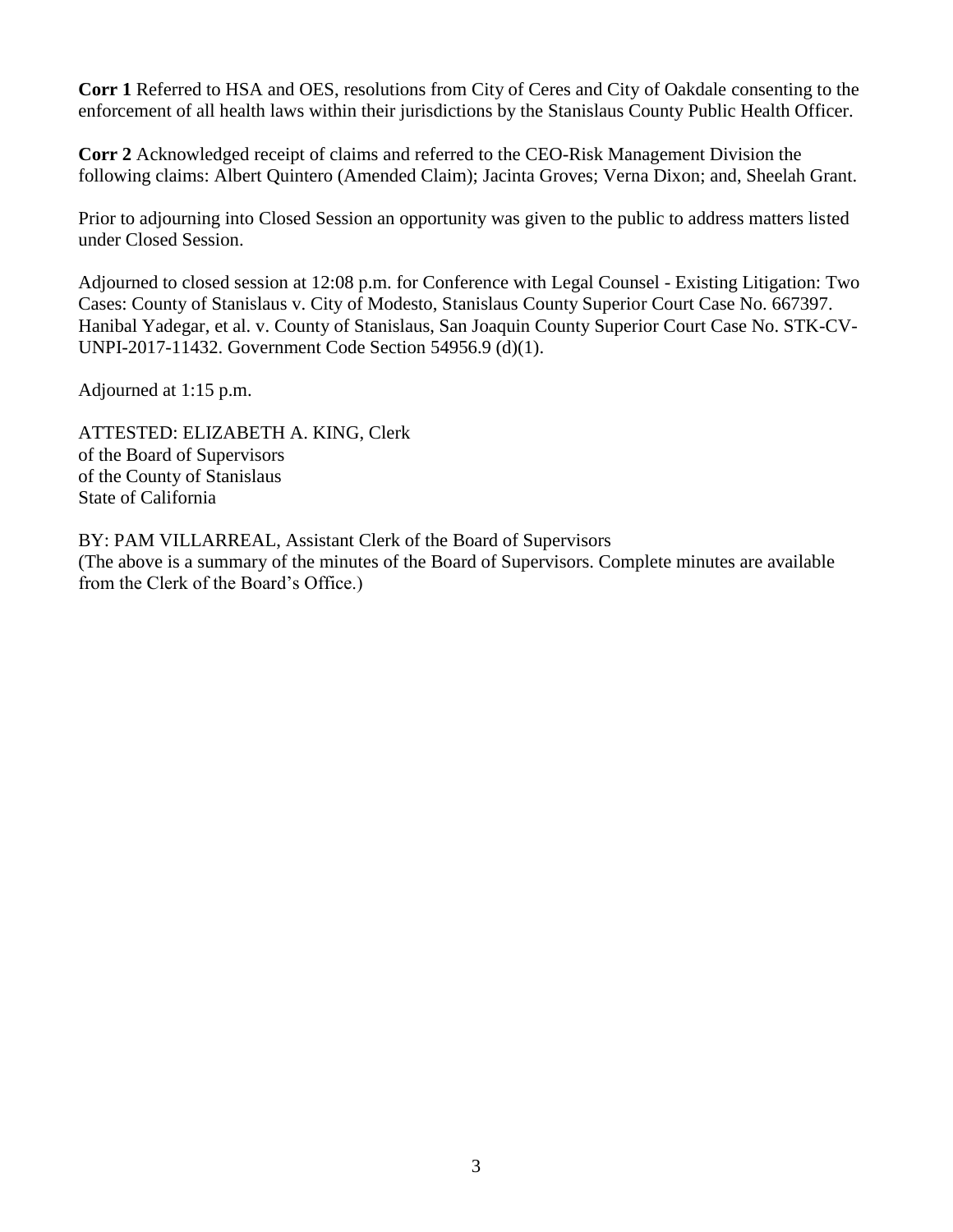**Corr 1** Referred to HSA and OES, resolutions from City of Ceres and City of Oakdale consenting to the enforcement of all health laws within their jurisdictions by the Stanislaus County Public Health Officer.

**Corr 2** Acknowledged receipt of claims and referred to the CEO-Risk Management Division the following claims: Albert Quintero (Amended Claim); Jacinta Groves; Verna Dixon; and, Sheelah Grant.

Prior to adjourning into Closed Session an opportunity was given to the public to address matters listed under Closed Session.

Adjourned to closed session at 12:08 p.m. for Conference with Legal Counsel - Existing Litigation: Two Cases: County of Stanislaus v. City of Modesto, Stanislaus County Superior Court Case No. 667397. Hanibal Yadegar, et al. v. County of Stanislaus, San Joaquin County Superior Court Case No. STK-CV-UNPI-2017-11432. Government Code Section 54956.9 (d)(1).

Adjourned at 1:15 p.m.

ATTESTED: ELIZABETH A. KING, Clerk
of the Board of Supervisors
of the County of Stanislaus
State of California

BY: PAM VILLARREAL, Assistant Clerk of the Board of Supervisors
(The above is a summary of the minutes of the Board of Supervisors. Complete minutes are available from the Clerk of the Board's Office.)